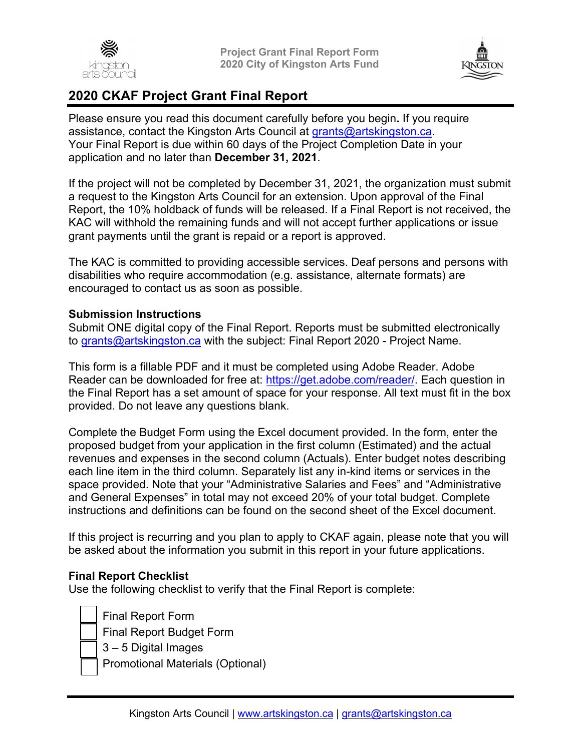# 2020 CKAF Project Grant Final Report

Please ensure you read this document carefully before you begin. If you require assistance, contact the Kingston Arts Council at grants@artskingston.ca.
Your Final Report is due within 60 days of the Project Completion Date in your application and no later than **December 31, 2021**.

If the project will not be completed by December 31, 2021, the organization must submit a request to the Kingston Arts Council for an extension. Upon approval of the Final Report, the 10% holdback of funds will be released. If a Final Report is not received, the KAC will withhold the remaining funds and will not accept further applications or issue grant payments until the grant is repaid or a report is approved.

The KAC is committed to providing accessible services. Deaf persons and persons with disabilities who require accommodation (e.g. assistance, alternate formats) are encouraged to contact us as soon as possible.

**Submission Instructions**
Submit ONE digital copy of the Final Report. Reports must be submitted electronically to grants@artskingston.ca with the subject: Final Report 2020 - Project Name.

This form is a fillable PDF and it must be completed using Adobe Reader. Adobe Reader can be downloaded for free at: https://get.adobe.com/reader/. Each question in the Final Report has a set amount of space for your response. All text must fit in the box provided. Do not leave any questions blank.

Complete the Budget Form using the Excel document provided. In the form, enter the proposed budget from your application in the first column (Estimated) and the actual revenues and expenses in the second column (Actuals). Enter budget notes describing each line item in the third column. Separately list any in-kind items or services in the space provided. Note that your “Administrative Salaries and Fees” and “Administrative and General Expenses” in total may not exceed 20% of your total budget. Complete instructions and definitions can be found on the second sheet of the Excel document.

If this project is recurring and you plan to apply to CKAF again, please note that you will be asked about the information you submit in this report in your future applications.

**Final Report Checklist**
Use the following checklist to verify that the Final Report is complete:

- [ ] Final Report Form
- [ ] Final Report Budget Form
- [ ] 3 – 5 Digital Images
- [ ] Promotional Materials (Optional)

Kingston Arts Council | www.artskingston.ca | grants@artskingston.ca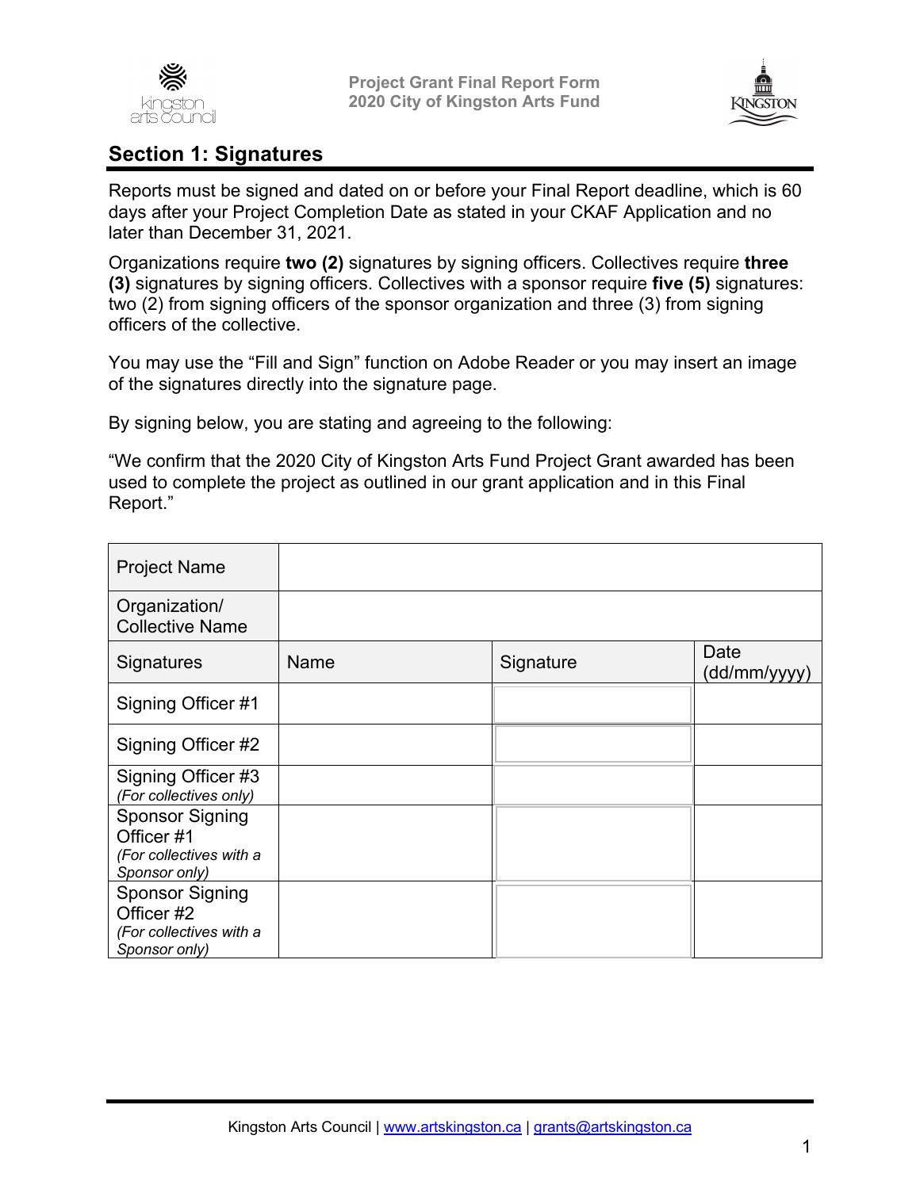## Section 1: Signatures

Reports must be signed and dated on or before your Final Report deadline, which is 60 days after your Project Completion Date as stated in your CKAF Application and no later than December 31, 2021.

Organizations require **two (2)** signatures by signing officers. Collectives require **three (3)** signatures by signing officers. Collectives with a sponsor require **five (5)** signatures: two (2) from signing officers of the sponsor organization and three (3) from signing officers of the collective.

You may use the “Fill and Sign” function on Adobe Reader or you may insert an image of the signatures directly into the signature page.

By signing below, you are stating and agreeing to the following:

“We confirm that the 2020 City of Kingston Arts Fund Project Grant awarded has been used to complete the project as outlined in our grant application and in this Final Report.”

| Project Name | | | |
|---|---|---|---|
| Organization/ Collective Name | | | |
| Signatures | Name | Signature | Date (dd/mm/yyyy) |
| Signing Officer #1 | | | |
| Signing Officer #2 | | | |
| Signing Officer #3 *(For collectives only)* | | | |
| Sponsor Signing Officer #1 *(For collectives with a Sponsor only)* | | | |
| Sponsor Signing Officer #2 *(For collectives with a Sponsor only)* | | | |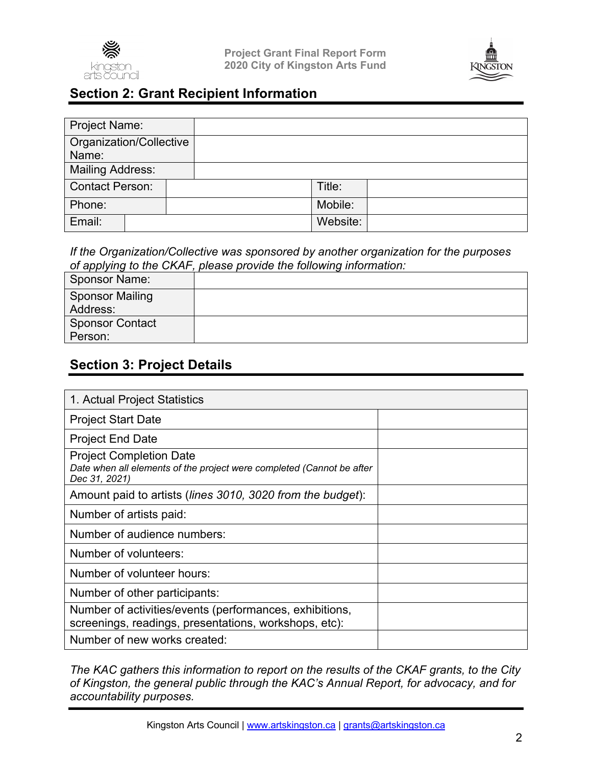## Section 2: Grant Recipient Information

| Project Name: | | | |
|---|---|---|---|
| Organization/Collective Name: | | | |
| Mailing Address: | | | |
| Contact Person: | | Title: | |
| Phone: | | Mobile: | |
| Email: | | Website: | |

*If the Organization/Collective was sponsored by another organization for the purposes of applying to the CKAF, please provide the following information:*

| Sponsor Name: | |
|---|---|
| Sponsor Mailing Address: | |
| Sponsor Contact Person: | |

## Section 3: Project Details

| 1. Actual Project Statistics | |
|---|---|
| Project Start Date | |
| Project End Date | |
| Project Completion Date<br>*Date when all elements of the project were completed (Cannot be after Dec 31, 2021)* | |
| Amount paid to artists (*lines 3010, 3020 from the budget*): | |
| Number of artists paid: | |
| Number of audience numbers: | |
| Number of volunteers: | |
| Number of volunteer hours: | |
| Number of other participants: | |
| Number of activities/events (performances, exhibitions, screenings, readings, presentations, workshops, etc): | |
| Number of new works created: | |

*The KAC gathers this information to report on the results of the CKAF grants, to the City of Kingston, the general public through the KAC's Annual Report, for advocacy, and for accountability purposes.*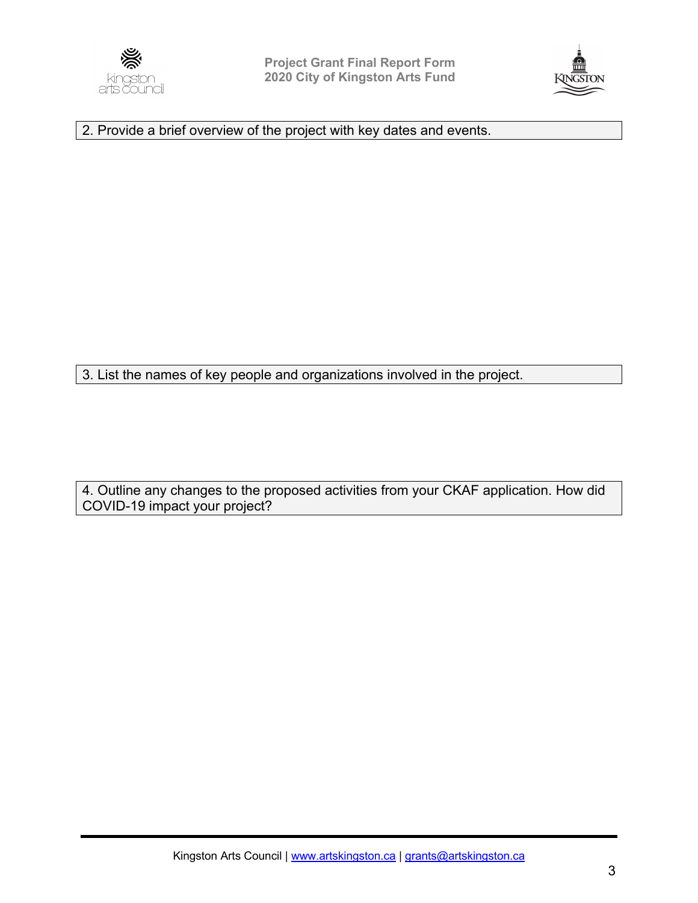2. Provide a brief overview of the project with key dates and events.

3. List the names of key people and organizations involved in the project.

4. Outline any changes to the proposed activities from your CKAF application. How did COVID-19 impact your project?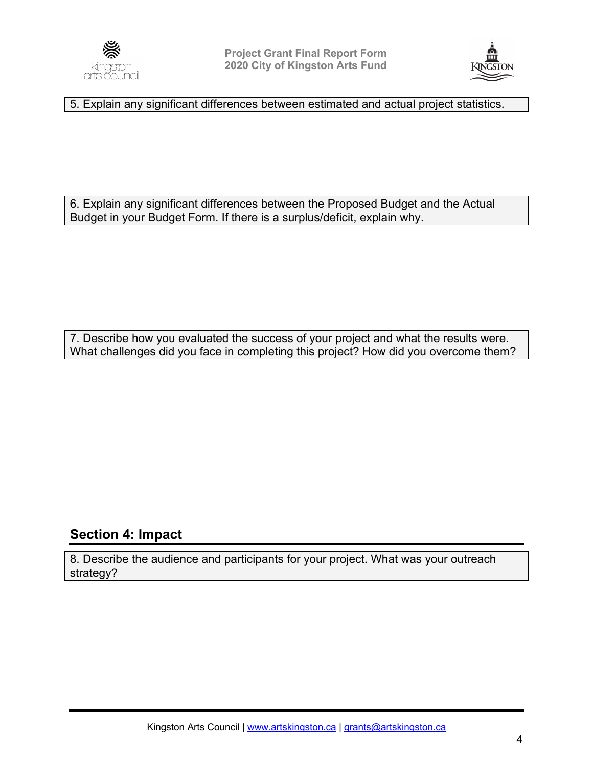5. Explain any significant differences between estimated and actual project statistics.

6. Explain any significant differences between the Proposed Budget and the Actual Budget in your Budget Form. If there is a surplus/deficit, explain why.

7. Describe how you evaluated the success of your project and what the results were. What challenges did you face in completing this project? How did you overcome them?

## Section 4: Impact

8. Describe the audience and participants for your project. What was your outreach strategy?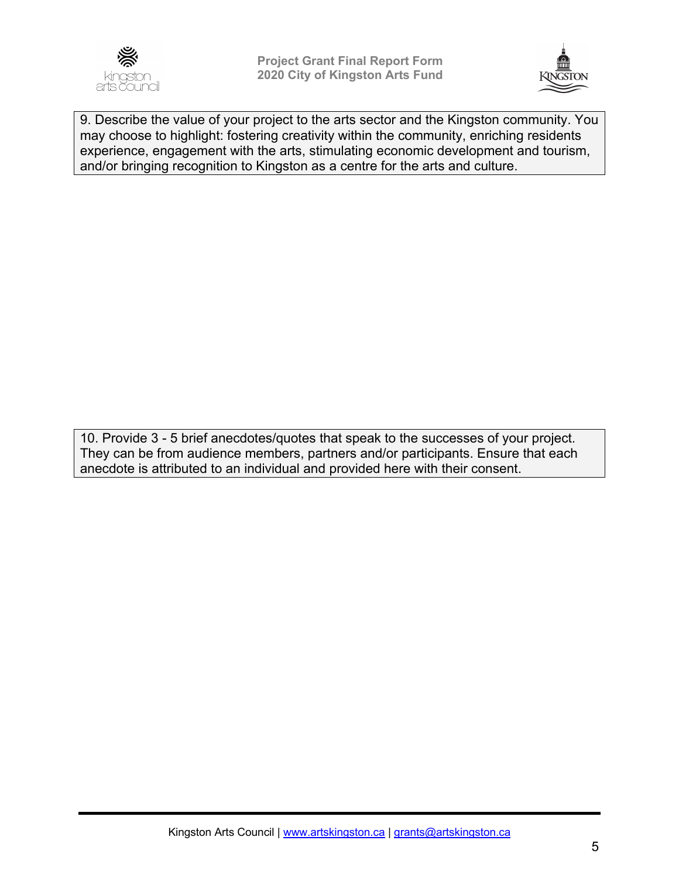9. Describe the value of your project to the arts sector and the Kingston community. You may choose to highlight: fostering creativity within the community, enriching residents experience, engagement with the arts, stimulating economic development and tourism, and/or bringing recognition to Kingston as a centre for the arts and culture.

10. Provide 3 - 5 brief anecdotes/quotes that speak to the successes of your project. They can be from audience members, partners and/or participants. Ensure that each anecdote is attributed to an individual and provided here with their consent.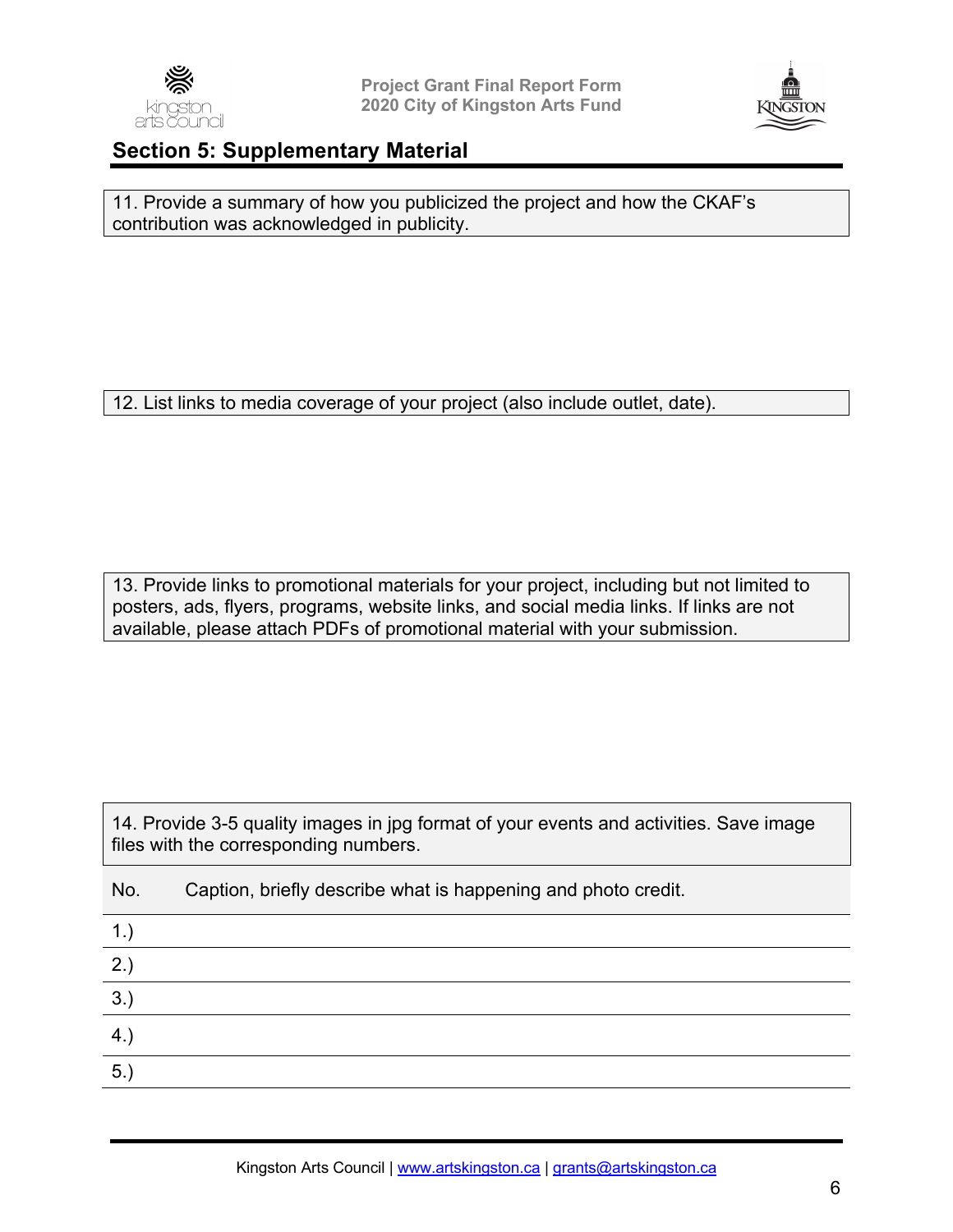## Section 5: Supplementary Material

11. Provide a summary of how you publicized the project and how the CKAF's contribution was acknowledged in publicity.

12. List links to media coverage of your project (also include outlet, date).

13. Provide links to promotional materials for your project, including but not limited to posters, ads, flyers, programs, website links, and social media links. If links are not available, please attach PDFs of promotional material with your submission.

14. Provide 3-5 quality images in jpg format of your events and activities. Save image files with the corresponding numbers.

| No. | Caption, briefly describe what is happening and photo credit. |
|---|---|
| 1.) | |
| 2.) | |
| 3.) | |
| 4.) | |
| 5.) | |

Kingston Arts Council | www.artskingston.ca | grants@artskingston.ca